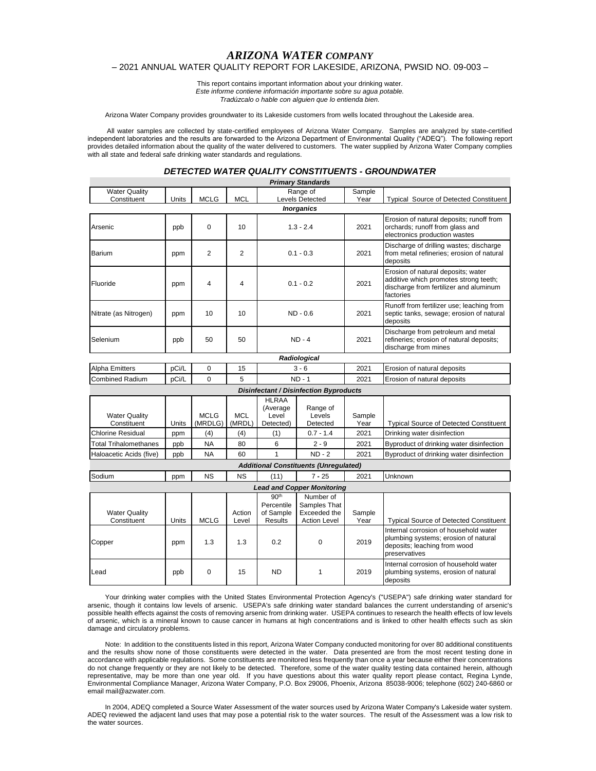# *ARIZONA WATER COMPANY*

## – 2021 ANNUAL WATER QUALITY REPORT FOR LAKESIDE, ARIZONA, PWSID NO. 09-003 –

This report contains important information about your drinking water.
*Este informe contiene información importante sobre su agua potable.*
*Tradúzcalo o hable con alguien que lo entienda bien.*

Arizona Water Company provides groundwater to its Lakeside customers from wells located throughout the Lakeside area.

All water samples are collected by state-certified employees of Arizona Water Company. Samples are analyzed by state-certified independent laboratories and the results are forwarded to the Arizona Department of Environmental Quality ("ADEQ"). The following report provides detailed information about the quality of the water delivered to customers. The water supplied by Arizona Water Company complies with all state and federal safe drinking water standards and regulations.

### *DETECTED WATER QUALITY CONSTITUENTS - GROUNDWATER*

***Primary Standards***

| Water Quality Constituent | Units | MCLG | MCL | Range of Levels Detected | Sample Year | Typical Source of Detected Constituent |
|---|---|---|---|---|---|---|
| ***Inorganics*** | | | | | | |
| Arsenic | ppb | 0 | 10 | 1.3 - 2.4 | 2021 | Erosion of natural deposits; runoff from orchards; runoff from glass and electronics production wastes |
| Barium | ppm | 2 | 2 | 0.1 - 0.3 | 2021 | Discharge of drilling wastes; discharge from metal refineries; erosion of natural deposits |
| Fluoride | ppm | 4 | 4 | 0.1 - 0.2 | 2021 | Erosion of natural deposits; water additive which promotes strong teeth; discharge from fertilizer and aluminum factories |
| Nitrate (as Nitrogen) | ppm | 10 | 10 | ND - 0.6 | 2021 | Runoff from fertilizer use; leaching from septic tanks, sewage; erosion of natural deposits |
| Selenium | ppb | 50 | 50 | ND - 4 | 2021 | Discharge from petroleum and metal refineries; erosion of natural deposits; discharge from mines |
| ***Radiological*** | | | | | | |
| Alpha Emitters | pCi/L | 0 | 15 | 3 - 6 | 2021 | Erosion of natural deposits |
| Combined Radium | pCi/L | 0 | 5 | ND - 1 | 2021 | Erosion of natural deposits |

***Disinfectant / Disinfection Byproducts***

| Water Quality Constituent | Units | MCLG (MRDLG) | MCL (MRDL) | HLRAA (Average Level Detected) | Range of Levels Detected | Sample Year | Typical Source of Detected Constituent |
|---|---|---|---|---|---|---|---|
| Chlorine Residual | ppm | (4) | (4) | (1) | 0.7 - 1.4 | 2021 | Drinking water disinfection |
| Total Trihalomethanes | ppb | NA | 80 | 6 | 2 - 9 | 2021 | Byproduct of drinking water disinfection |
| Haloacetic Acids (five) | ppb | NA | 60 | 1 | ND - 2 | 2021 | Byproduct of drinking water disinfection |
| ***Additional Constituents (Unregulated)*** | | | | | | | |
| Sodium | ppm | NS | NS | (11) | 7 - 25 | 2021 | Unknown |

***Lead and Copper Monitoring***

| Water Quality Constituent | Units | MCLG | Action Level | 90th Percentile of Sample Results | Number of Samples That Exceeded the Action Level | Sample Year | Typical Source of Detected Constituent |
|---|---|---|---|---|---|---|---|
| Copper | ppm | 1.3 | 1.3 | 0.2 | 0 | 2019 | Internal corrosion of household water plumbing systems; erosion of natural deposits; leaching from wood preservatives |
| Lead | ppb | 0 | 15 | ND | 1 | 2019 | Internal corrosion of household water plumbing systems, erosion of natural deposits |

Your drinking water complies with the United States Environmental Protection Agency's ("USEPA") safe drinking water standard for arsenic, though it contains low levels of arsenic. USEPA's safe drinking water standard balances the current understanding of arsenic's possible health effects against the costs of removing arsenic from drinking water. USEPA continues to research the health effects of low levels of arsenic, which is a mineral known to cause cancer in humans at high concentrations and is linked to other health effects such as skin damage and circulatory problems.

Note: In addition to the constituents listed in this report, Arizona Water Company conducted monitoring for over 80 additional constituents and the results show none of those constituents were detected in the water. Data presented are from the most recent testing done in accordance with applicable regulations. Some constituents are monitored less frequently than once a year because either their concentrations do not change frequently or they are not likely to be detected. Therefore, some of the water quality testing data contained herein, although representative, may be more than one year old. If you have questions about this water quality report please contact, Regina Lynde, Environmental Compliance Manager, Arizona Water Company, P.O. Box 29006, Phoenix, Arizona 85038-9006; telephone (602) 240-6860 or email mail@azwater.com.

In 2004, ADEQ completed a Source Water Assessment of the water sources used by Arizona Water Company's Lakeside water system. ADEQ reviewed the adjacent land uses that may pose a potential risk to the water sources. The result of the Assessment was a low risk to the water sources.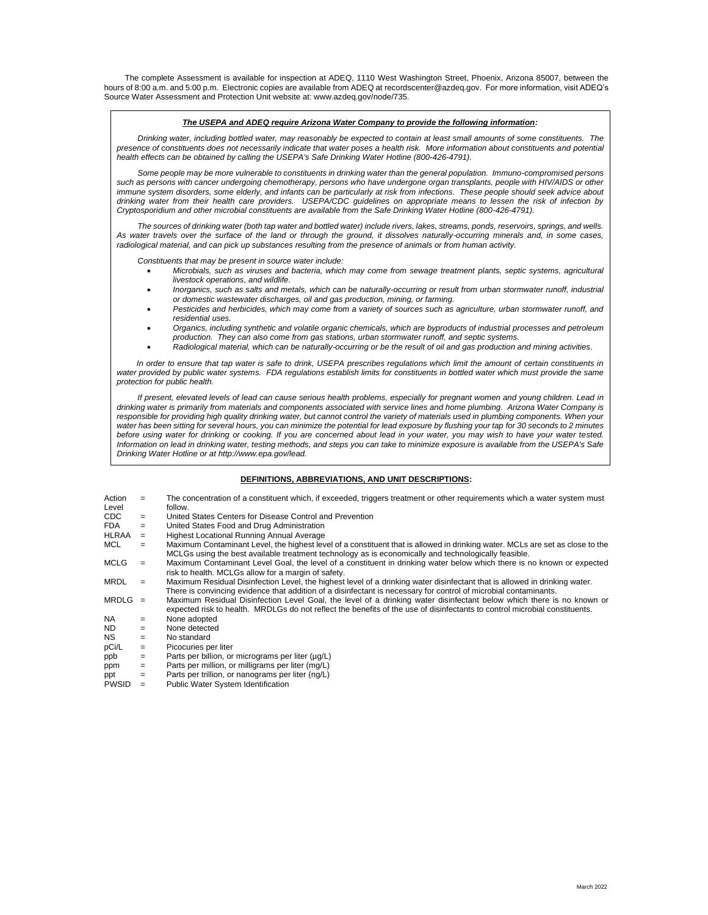The complete Assessment is available for inspection at ADEQ, 1110 West Washington Street, Phoenix, Arizona 85007, between the hours of 8:00 a.m. and 5:00 p.m. Electronic copies are available from ADEQ at recordscenter@azdeq.gov. For more information, visit ADEQ's Source Water Assessment and Protection Unit website at: www.azdeq.gov/node/735.

***The USEPA and ADEQ require Arizona Water Company to provide the following information:***

*Drinking water, including bottled water, may reasonably be expected to contain at least small amounts of some constituents. The presence of constituents does not necessarily indicate that water poses a health risk. More information about constituents and potential health effects can be obtained by calling the USEPA's Safe Drinking Water Hotline (800-426-4791).*

*Some people may be more vulnerable to constituents in drinking water than the general population. Immuno-compromised persons such as persons with cancer undergoing chemotherapy, persons who have undergone organ transplants, people with HIV/AIDS or other immune system disorders, some elderly, and infants can be particularly at risk from infections. These people should seek advice about drinking water from their health care providers. USEPA/CDC guidelines on appropriate means to lessen the risk of infection by Cryptosporidium and other microbial constituents are available from the Safe Drinking Water Hotline (800-426-4791).*

*The sources of drinking water (both tap water and bottled water) include rivers, lakes, streams, ponds, reservoirs, springs, and wells. As water travels over the surface of the land or through the ground, it dissolves naturally-occurring minerals and, in some cases, radiological material, and can pick up substances resulting from the presence of animals or from human activity.*

*Constituents that may be present in source water include:*

- *Microbials, such as viruses and bacteria, which may come from sewage treatment plants, septic systems, agricultural livestock operations, and wildlife.*
- *Inorganics, such as salts and metals, which can be naturally-occurring or result from urban stormwater runoff, industrial or domestic wastewater discharges, oil and gas production, mining, or farming.*
- *Pesticides and herbicides, which may come from a variety of sources such as agriculture, urban stormwater runoff, and residential uses.*
- *Organics, including synthetic and volatile organic chemicals, which are byproducts of industrial processes and petroleum production. They can also come from gas stations, urban stormwater runoff, and septic systems.*
- *Radiological material, which can be naturally-occurring or be the result of oil and gas production and mining activities.*

*In order to ensure that tap water is safe to drink, USEPA prescribes regulations which limit the amount of certain constituents in water provided by public water systems. FDA regulations establish limits for constituents in bottled water which must provide the same protection for public health.*

*If present, elevated levels of lead can cause serious health problems, especially for pregnant women and young children. Lead in drinking water is primarily from materials and components associated with service lines and home plumbing. Arizona Water Company is responsible for providing high quality drinking water, but cannot control the variety of materials used in plumbing components. When your water has been sitting for several hours, you can minimize the potential for lead exposure by flushing your tap for 30 seconds to 2 minutes before using water for drinking or cooking. If you are concerned about lead in your water, you may wish to have your water tested. Information on lead in drinking water, testing methods, and steps you can take to minimize exposure is available from the USEPA's Safe Drinking Water Hotline or at http://www.epa.gov/lead.*

**DEFINITIONS, ABBREVIATIONS, AND UNIT DESCRIPTIONS:**

| | | |
|---|---|---|
| Action Level | = | The concentration of a constituent which, if exceeded, triggers treatment or other requirements which a water system must follow. |
| CDC | = | United States Centers for Disease Control and Prevention |
| FDA | = | United States Food and Drug Administration |
| HLRAA | = | Highest Locational Running Annual Average |
| MCL | = | Maximum Contaminant Level, the highest level of a constituent that is allowed in drinking water. MCLs are set as close to the MCLGs using the best available treatment technology as is economically and technologically feasible. |
| MCLG | = | Maximum Contaminant Level Goal, the level of a constituent in drinking water below which there is no known or expected risk to health. MCLGs allow for a margin of safety. |
| MRDL | = | Maximum Residual Disinfection Level, the highest level of a drinking water disinfectant that is allowed in drinking water. There is convincing evidence that addition of a disinfectant is necessary for control of microbial contaminants. |
| MRDLG | = | Maximum Residual Disinfection Level Goal, the level of a drinking water disinfectant below which there is no known or expected risk to health. MRDLGs do not reflect the benefits of the use of disinfectants to control microbial constituents. |
| NA | = | None adopted |
| ND | = | None detected |
| NS | = | No standard |
| pCi/L | = | Picocuries per liter |
| ppb | = | Parts per billion, or micrograms per liter (µg/L) |
| ppm | = | Parts per million, or milligrams per liter (mg/L) |
| ppt | = | Parts per trillion, or nanograms per liter (ng/L) |
| PWSID | = | Public Water System Identification |

March 2022